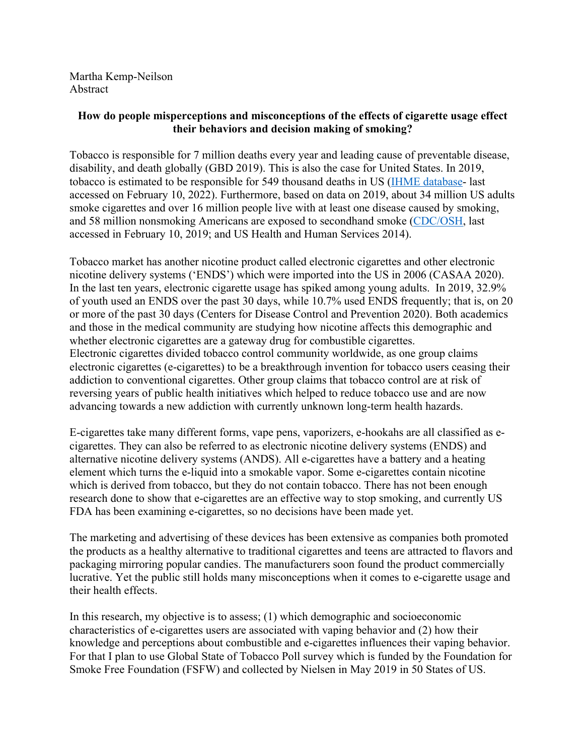Martha Kemp-Neilson
Abstract

**How do people misperceptions and misconceptions of the effects of cigarette usage effect their behaviors and decision making of smoking?**

Tobacco is responsible for 7 million deaths every year and leading cause of preventable disease, disability, and death globally (GBD 2019). This is also the case for United States. In 2019, tobacco is estimated to be responsible for 549 thousand deaths in US (IHME database- last accessed on February 10, 2022). Furthermore, based on data on 2019, about 34 million US adults smoke cigarettes and over 16 million people live with at least one disease caused by smoking, and 58 million nonsmoking Americans are exposed to secondhand smoke (CDC/OSH, last accessed in February 10, 2019; and US Health and Human Services 2014).

Tobacco market has another nicotine product called electronic cigarettes and other electronic nicotine delivery systems ('ENDS') which were imported into the US in 2006 (CASAA 2020). In the last ten years, electronic cigarette usage has spiked among young adults. In 2019, 32.9% of youth used an ENDS over the past 30 days, while 10.7% used ENDS frequently; that is, on 20 or more of the past 30 days (Centers for Disease Control and Prevention 2020). Both academics and those in the medical community are studying how nicotine affects this demographic and whether electronic cigarettes are a gateway drug for combustible cigarettes.
Electronic cigarettes divided tobacco control community worldwide, as one group claims electronic cigarettes (e-cigarettes) to be a breakthrough invention for tobacco users ceasing their addiction to conventional cigarettes. Other group claims that tobacco control are at risk of reversing years of public health initiatives which helped to reduce tobacco use and are now advancing towards a new addiction with currently unknown long-term health hazards.

E-cigarettes take many different forms, vape pens, vaporizers, e-hookahs are all classified as e-cigarettes. They can also be referred to as electronic nicotine delivery systems (ENDS) and alternative nicotine delivery systems (ANDS). All e-cigarettes have a battery and a heating element which turns the e-liquid into a smokable vapor. Some e-cigarettes contain nicotine which is derived from tobacco, but they do not contain tobacco. There has not been enough research done to show that e-cigarettes are an effective way to stop smoking, and currently US FDA has been examining e-cigarettes, so no decisions have been made yet.

The marketing and advertising of these devices has been extensive as companies both promoted the products as a healthy alternative to traditional cigarettes and teens are attracted to flavors and packaging mirroring popular candies. The manufacturers soon found the product commercially lucrative. Yet the public still holds many misconceptions when it comes to e-cigarette usage and their health effects.

In this research, my objective is to assess; (1) which demographic and socioeconomic characteristics of e-cigarettes users are associated with vaping behavior and (2) how their knowledge and perceptions about combustible and e-cigarettes influences their vaping behavior. For that I plan to use Global State of Tobacco Poll survey which is funded by the Foundation for Smoke Free Foundation (FSFW) and collected by Nielsen in May 2019 in 50 States of US.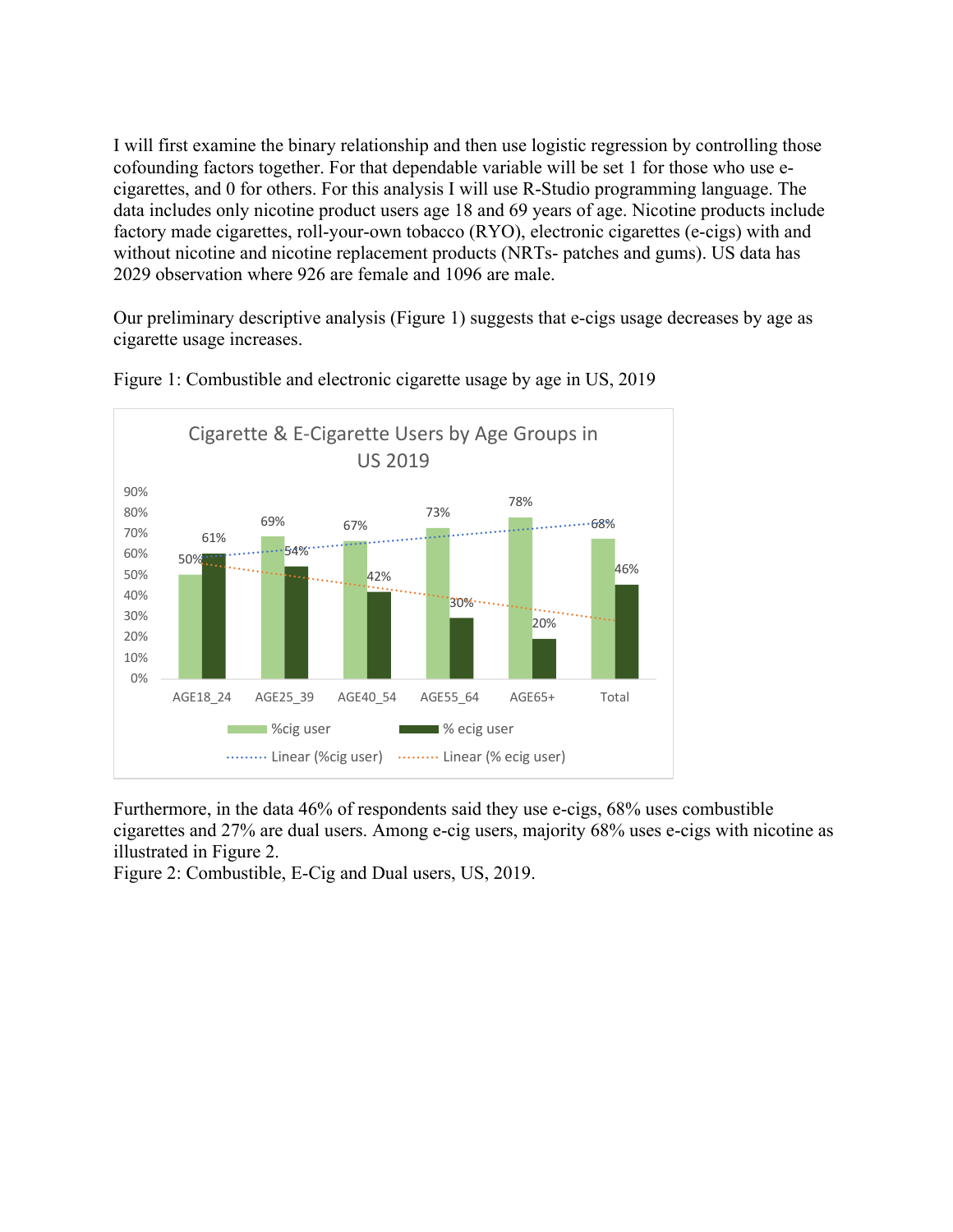I will first examine the binary relationship and then use logistic regression by controlling those cofounding factors together. For that dependable variable will be set 1 for those who use e-cigarettes, and 0 for others. For this analysis I will use R-Studio programming language. The data includes only nicotine product users age 18 and 69 years of age. Nicotine products include factory made cigarettes, roll-your-own tobacco (RYO), electronic cigarettes (e-cigs) with and without nicotine and nicotine replacement products (NRTs- patches and gums). US data has 2029 observation where 926 are female and 1096 are male.

Our preliminary descriptive analysis (Figure 1) suggests that e-cigs usage decreases by age as cigarette usage increases.

Figure 1: Combustible and electronic cigarette usage by age in US, 2019

Cigarette & E-Cigarette Users by Age Groups in US 2019

| | AGE18_24 | AGE25_39 | AGE40_54 | AGE55_64 | AGE65+ | Total |
|---|---|---|---|---|---|---|
| %cig user | 50% | 69% | 67% | 73% | 78% | 68% |
| % ecig user | 61% | 54% | 42% | 30% | 20% | 46% |

Linear (%cig user) Linear (% ecig user)

Furthermore, in the data 46% of respondents said they use e-cigs, 68% uses combustible cigarettes and 27% are dual users. Among e-cig users, majority 68% uses e-cigs with nicotine as illustrated in Figure 2.

Figure 2: Combustible, E-Cig and Dual users, US, 2019.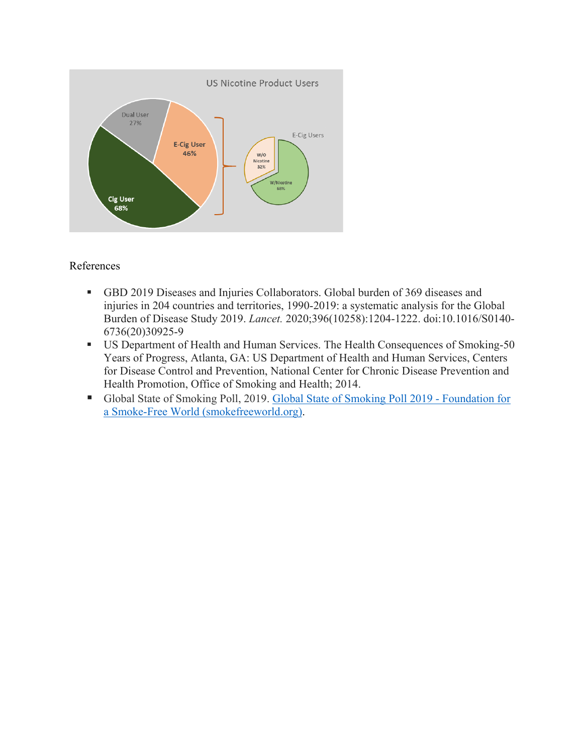US Nicotine Product Users

Dual User
27%

E-Cig User
46%

Cig User
68%

E-Cig Users

W/O
Nicotine
32%

W/Nicotine
68%

References

- GBD 2019 Diseases and Injuries Collaborators. Global burden of 369 diseases and injuries in 204 countries and territories, 1990-2019: a systematic analysis for the Global Burden of Disease Study 2019. *Lancet.* 2020;396(10258):1204-1222. doi:10.1016/S0140-6736(20)30925-9
- US Department of Health and Human Services. The Health Consequences of Smoking-50 Years of Progress, Atlanta, GA: US Department of Health and Human Services, Centers for Disease Control and Prevention, National Center for Chronic Disease Prevention and Health Promotion, Office of Smoking and Health; 2014.
- Global State of Smoking Poll, 2019. [Global State of Smoking Poll 2019 - Foundation for a Smoke-Free World (smokefreeworld.org)](smokefreeworld.org).